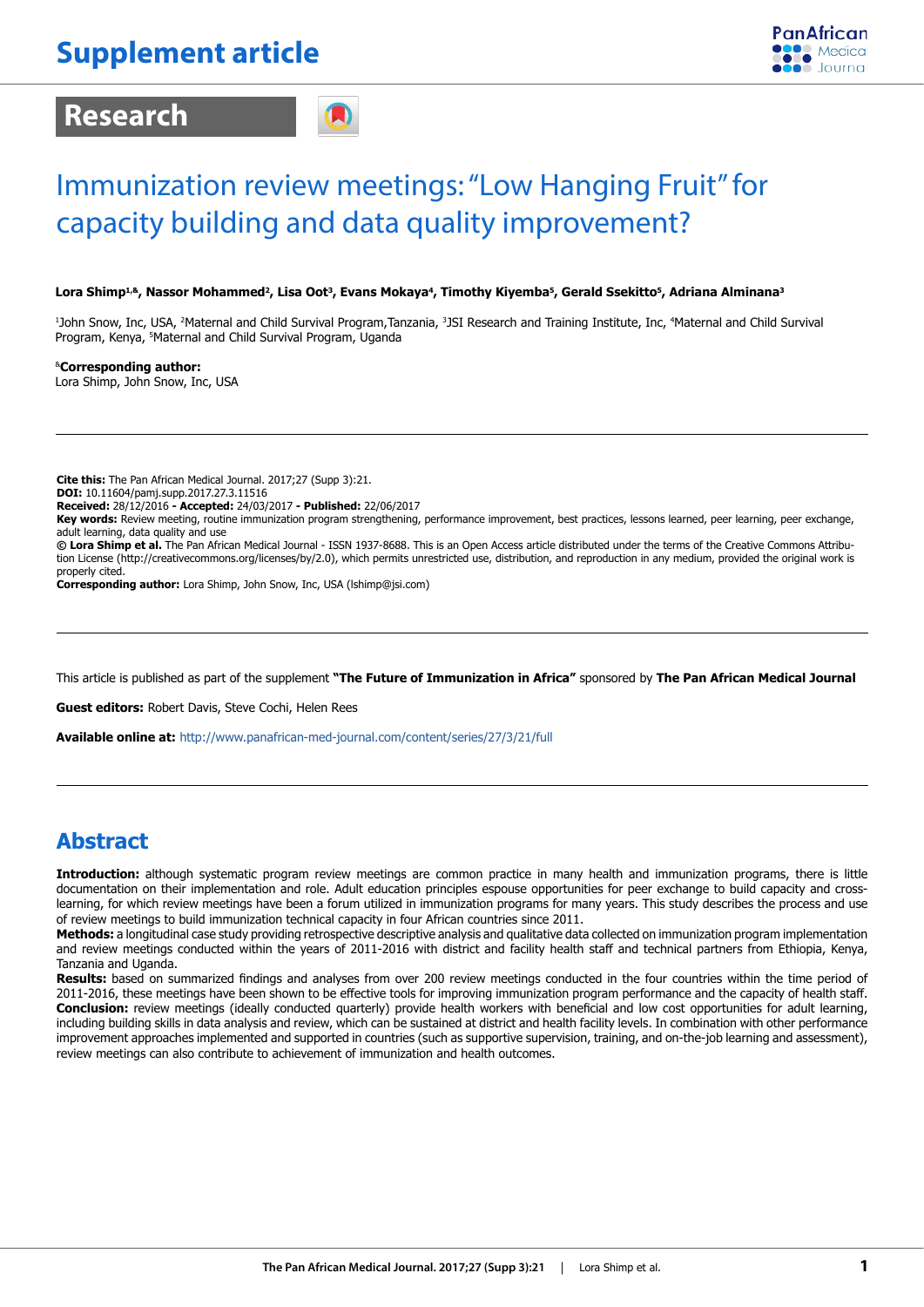# Supplement article

## Research

# Immunization review meetings: "Low Hanging Fruit" for capacity building and data quality improvement?

**Lora Shimp[1,&], Nassor Mohammed[2], Lisa Oot[3], Evans Mokaya[4], Timothy Kiyemba[5], Gerald Ssekitto[5], Adriana Alminana[3]**

[1]John Snow, Inc, USA, [2]Maternal and Child Survival Program,Tanzania, [3]JSI Research and Training Institute, Inc, [4]Maternal and Child Survival Program, Kenya, [5]Maternal and Child Survival Program, Uganda

[&]**Corresponding author:**
Lora Shimp, John Snow, Inc, USA

---

**Cite this:** The Pan African Medical Journal. 2017;27 (Supp 3):21.
**DOI:** 10.11604/pamj.supp.2017.27.3.11516
**Received:** 28/12/2016 **- Accepted:** 24/03/2017 **- Published:** 22/06/2017
**Key words:** Review meeting, routine immunization program strengthening, performance improvement, best practices, lessons learned, peer learning, peer exchange, adult learning, data quality and use
**© Lora Shimp et al.** The Pan African Medical Journal - ISSN 1937-8688. This is an Open Access article distributed under the terms of the Creative Commons Attribution License (http://creativecommons.org/licenses/by/2.0), which permits unrestricted use, distribution, and reproduction in any medium, provided the original work is properly cited.
**Corresponding author:** Lora Shimp, John Snow, Inc, USA (lshimp@jsi.com)

---

This article is published as part of the supplement **"The Future of Immunization in Africa"** sponsored by **The Pan African Medical Journal**

**Guest editors:** Robert Davis, Steve Cochi, Helen Rees

**Available online at:** http://www.panafrican-med-journal.com/content/series/27/3/21/full

---

## Abstract

**Introduction:** although systematic program review meetings are common practice in many health and immunization programs, there is little documentation on their implementation and role. Adult education principles espouse opportunities for peer exchange to build capacity and cross-learning, for which review meetings have been a forum utilized in immunization programs for many years. This study describes the process and use of review meetings to build immunization technical capacity in four African countries since 2011.
**Methods:** a longitudinal case study providing retrospective descriptive analysis and qualitative data collected on immunization program implementation and review meetings conducted within the years of 2011-2016 with district and facility health staff and technical partners from Ethiopia, Kenya, Tanzania and Uganda.
**Results:** based on summarized findings and analyses from over 200 review meetings conducted in the four countries within the time period of 2011-2016, these meetings have been shown to be effective tools for improving immunization program performance and the capacity of health staff.
**Conclusion:** review meetings (ideally conducted quarterly) provide health workers with beneficial and low cost opportunities for adult learning, including building skills in data analysis and review, which can be sustained at district and health facility levels. In combination with other performance improvement approaches implemented and supported in countries (such as supportive supervision, training, and on-the-job learning and assessment), review meetings can also contribute to achievement of immunization and health outcomes.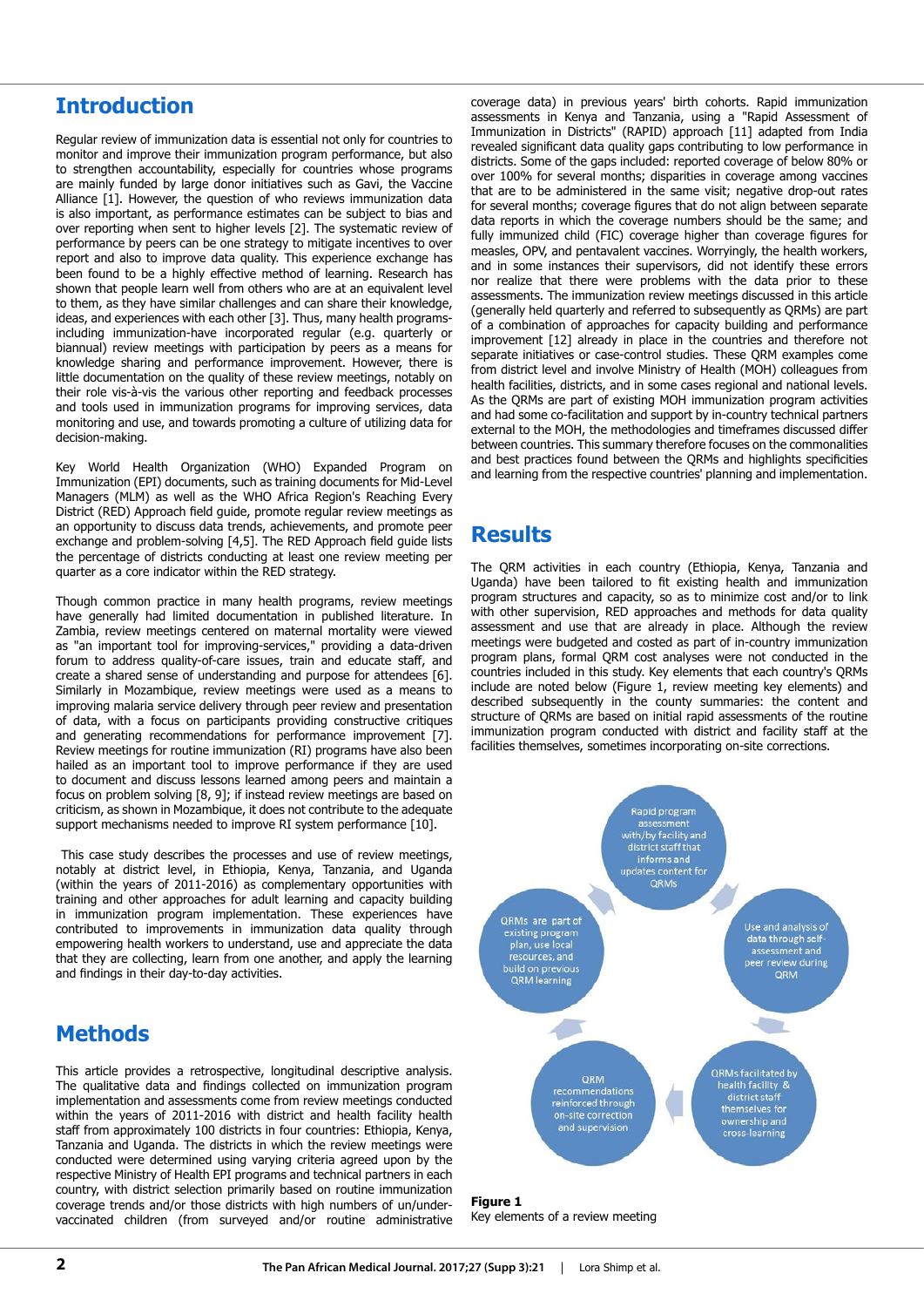# Introduction

Regular review of immunization data is essential not only for countries to monitor and improve their immunization program performance, but also to strengthen accountability, especially for countries whose programs are mainly funded by large donor initiatives such as Gavi, the Vaccine Alliance [1]. However, the question of who reviews immunization data is also important, as performance estimates can be subject to bias and over reporting when sent to higher levels [2]. The systematic review of performance by peers can be one strategy to mitigate incentives to over report and also to improve data quality. This experience exchange has been found to be a highly effective method of learning. Research has shown that people learn well from others who are at an equivalent level to them, as they have similar challenges and can share their knowledge, ideas, and experiences with each other [3]. Thus, many health programs-including immunization-have incorporated regular (e.g. quarterly or biannual) review meetings with participation by peers as a means for knowledge sharing and performance improvement. However, there is little documentation on the quality of these review meetings, notably on their role vis-à-vis the various other reporting and feedback processes and tools used in immunization programs for improving services, data monitoring and use, and towards promoting a culture of utilizing data for decision-making.

Key World Health Organization (WHO) Expanded Program on Immunization (EPI) documents, such as training documents for Mid-Level Managers (MLM) as well as the WHO Africa Region's Reaching Every District (RED) Approach field guide, promote regular review meetings as an opportunity to discuss data trends, achievements, and promote peer exchange and problem-solving [4,5]. The RED Approach field guide lists the percentage of districts conducting at least one review meeting per quarter as a core indicator within the RED strategy.

Though common practice in many health programs, review meetings have generally had limited documentation in published literature. In Zambia, review meetings centered on maternal mortality were viewed as "an important tool for improving-services," providing a data-driven forum to address quality-of-care issues, train and educate staff, and create a shared sense of understanding and purpose for attendees [6]. Similarly in Mozambique, review meetings were used as a means to improving malaria service delivery through peer review and presentation of data, with a focus on participants providing constructive critiques and generating recommendations for performance improvement [7]. Review meetings for routine immunization (RI) programs have also been hailed as an important tool to improve performance if they are used to document and discuss lessons learned among peers and maintain a focus on problem solving [8, 9]; if instead review meetings are based on criticism, as shown in Mozambique, it does not contribute to the adequate support mechanisms needed to improve RI system performance [10].

This case study describes the processes and use of review meetings, notably at district level, in Ethiopia, Kenya, Tanzania, and Uganda (within the years of 2011-2016) as complementary opportunities with training and other approaches for adult learning and capacity building in immunization program implementation. These experiences have contributed to improvements in immunization data quality through empowering health workers to understand, use and appreciate the data that they are collecting, learn from one another, and apply the learning and findings in their day-to-day activities.

# Methods

This article provides a retrospective, longitudinal descriptive analysis. The qualitative data and findings collected on immunization program implementation and assessments come from review meetings conducted within the years of 2011-2016 with district and health facility health staff from approximately 100 districts in four countries: Ethiopia, Kenya, Tanzania and Uganda. The districts in which the review meetings were conducted were determined using varying criteria agreed upon by the respective Ministry of Health EPI programs and technical partners in each country, with district selection primarily based on routine immunization coverage trends and/or those districts with high numbers of un/under-vaccinated children (from surveyed and/or routine administrative coverage data) in previous years' birth cohorts. Rapid immunization assessments in Kenya and Tanzania, using a "Rapid Assessment of Immunization in Districts" (RAPID) approach [11] adapted from India revealed significant data quality gaps contributing to low performance in districts. Some of the gaps included: reported coverage of below 80% or over 100% for several months; disparities in coverage among vaccines that are to be administered in the same visit; negative drop-out rates for several months; coverage figures that do not align between separate data reports in which the coverage numbers should be the same; and fully immunized child (FIC) coverage higher than coverage figures for measles, OPV, and pentavalent vaccines. Worryingly, the health workers, and in some instances their supervisors, did not identify these errors nor realize that there were problems with the data prior to these assessments. The immunization review meetings discussed in this article (generally held quarterly and referred to subsequently as QRMs) are part of a combination of approaches for capacity building and performance improvement [12] already in place in the countries and therefore not separate initiatives or case-control studies. These QRM examples come from district level and involve Ministry of Health (MOH) colleagues from health facilities, districts, and in some cases regional and national levels. As the QRMs are part of existing MOH immunization program activities and had some co-facilitation and support by in-country technical partners external to the MOH, the methodologies and timeframes discussed differ between countries. This summary therefore focuses on the commonalities and best practices found between the QRMs and highlights specificities and learning from the respective countries' planning and implementation.

# Results

The QRM activities in each country (Ethiopia, Kenya, Tanzania and Uganda) have been tailored to fit existing health and immunization program structures and capacity, so as to minimize cost and/or to link with other supervision, RED approaches and methods for data quality assessment and use that are already in place. Although the review meetings were budgeted and costed as part of in-country immunization program plans, formal QRM cost analyses were not conducted in the countries included in this study. Key elements that each country's QRMs include are noted below (Figure 1, review meeting key elements) and described subsequently in the county summaries: the content and structure of QRMs are based on initial rapid assessments of the routine immunization program conducted with district and facility staff at the facilities themselves, sometimes incorporating on-site corrections.

Rapid program assessment with/by facility and district staff that informs and updates content for QRMs

Use and analysis of data through self-assessment and peer review during QRM

QRMs facilitated by health facility & district staff themselves for ownership and cross-learning

QRM recommendations reinforced through on-site correction and supervision

QRMs are part of existing program plan, use local resources, and build on previous QRM learning

**Figure 1**
Key elements of a review meeting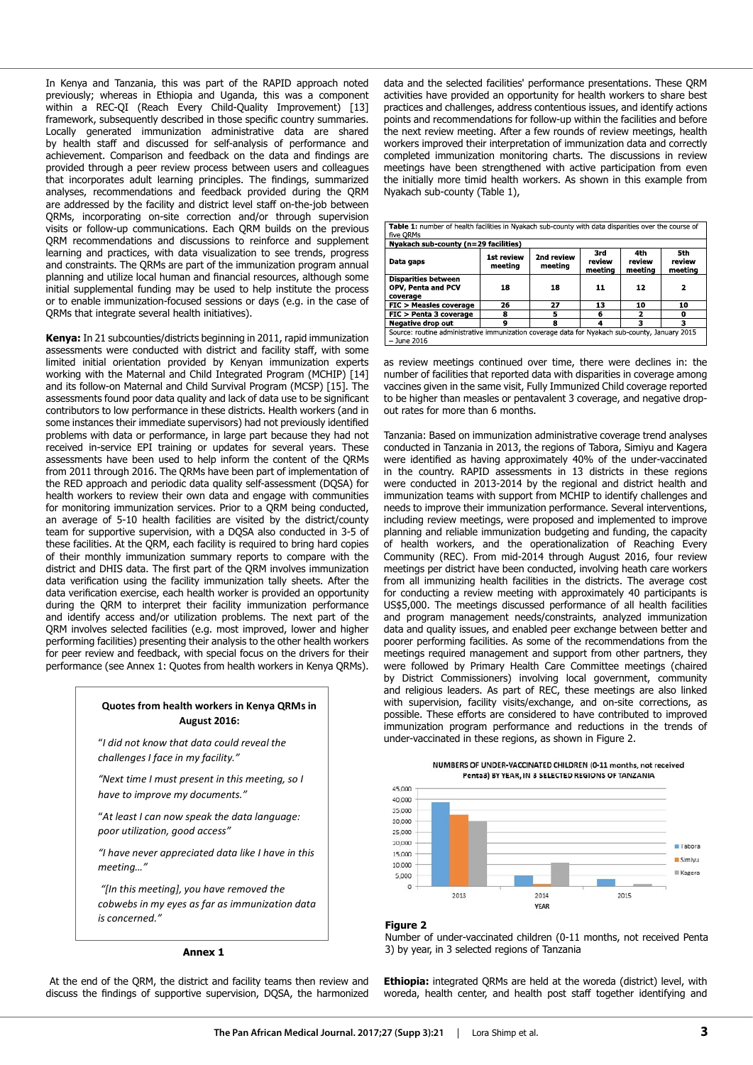In Kenya and Tanzania, this was part of the RAPID approach noted previously; whereas in Ethiopia and Uganda, this was a component within a REC-QI (Reach Every Child-Quality Improvement) [13] framework, subsequently described in those specific country summaries. Locally generated immunization administrative data are shared by health staff and discussed for self-analysis of performance and achievement. Comparison and feedback on the data and findings are provided through a peer review process between users and colleagues that incorporates adult learning principles. The findings, summarized analyses, recommendations and feedback provided during the QRM are addressed by the facility and district level staff on-the-job between QRMs, incorporating on-site correction and/or through supervision visits or follow-up communications. Each QRM builds on the previous QRM recommendations and discussions to reinforce and supplement learning and practices, with data visualization to see trends, progress and constraints. The QRMs are part of the immunization program annual planning and utilize local human and financial resources, although some initial supplemental funding may be used to help institute the process or to enable immunization-focused sessions or days (e.g. in the case of QRMs that integrate several health initiatives).

**Kenya:** In 21 subcounties/districts beginning in 2011, rapid immunization assessments were conducted with district and facility staff, with some limited initial orientation provided by Kenyan immunization experts working with the Maternal and Child Integrated Program (MCHIP) [14] and its follow-on Maternal and Child Survival Program (MCSP) [15]. The assessments found poor data quality and lack of data use to be significant contributors to low performance in these districts. Health workers (and in some instances their immediate supervisors) had not previously identified problems with data or performance, in large part because they had not received in-service EPI training or updates for several years. These assessments have been used to help inform the content of the QRMs from 2011 through 2016. The QRMs have been part of implementation of the RED approach and periodic data quality self-assessment (DQSA) for health workers to review their own data and engage with communities for monitoring immunization services. Prior to a QRM being conducted, an average of 5-10 health facilities are visited by the district/county team for supportive supervision, with a DQSA also conducted in 3-5 of these facilities. At the QRM, each facility is required to bring hard copies of their monthly immunization summary reports to compare with the district and DHIS data. The first part of the QRM involves immunization data verification using the facility immunization tally sheets. After the data verification exercise, each health worker is provided an opportunity during the QRM to interpret their facility immunization performance and identify access and/or utilization problems. The next part of the QRM involves selected facilities (e.g. most improved, lower and higher performing facilities) presenting their analysis to the other health workers for peer review and feedback, with special focus on the drivers for their performance (see Annex 1: Quotes from health workers in Kenya QRMs).

**Quotes from health workers in Kenya QRMs in August 2016:**

"*I did not know that data could reveal the challenges I face in my facility.*"

*"Next time I must present in this meeting, so I have to improve my documents."*

"*At least I can now speak the data language: poor utilization, good access*"

*"I have never appreciated data like I have in this meeting…"*

*"[In this meeting], you have removed the cobwebs in my eyes as far as immunization data is concerned."*

**Annex 1**

At the end of the QRM, the district and facility teams then review and discuss the findings of supportive supervision, DQSA, the harmonized data and the selected facilities' performance presentations. These QRM activities have provided an opportunity for health workers to share best practices and challenges, address contentious issues, and identify actions points and recommendations for follow-up within the facilities and before the next review meeting. After a few rounds of review meetings, health workers improved their interpretation of immunization data and correctly completed immunization monitoring charts. The discussions in review meetings have been strengthened with active participation from even the initially more timid health workers. As shown in this example from Nyakach sub-county (Table 1),

**Table 1:** number of health facilities in Nyakach sub-county with data disparities over the course of five QRMs

| Nyakach sub-county (n=29 facilities) | | | | | |
|---|---|---|---|---|---|
| **Data gaps** | **1st review meeting** | **2nd review meeting** | **3rd review meeting** | **4th review meeting** | **5th review meeting** |
| **Disparities between OPV, Penta and PCV coverage** | 18 | 18 | 11 | 12 | 2 |
| **FIC > Measles coverage** | 26 | 27 | 13 | 10 | 10 |
| **FIC > Penta 3 coverage** | 8 | 5 | 6 | 2 | 0 |
| **Negative drop out** | 9 | 8 | 4 | 3 | 3 |

Source: routine administrative immunization coverage data for Nyakach sub-county, January 2015 – June 2016

as review meetings continued over time, there were declines in: the number of facilities that reported data with disparities in coverage among vaccines given in the same visit, Fully Immunized Child coverage reported to be higher than measles or pentavalent 3 coverage, and negative drop-out rates for more than 6 months.

Tanzania: Based on immunization administrative coverage trend analyses conducted in Tanzania in 2013, the regions of Tabora, Simiyu and Kagera were identified as having approximately 40% of the under-vaccinated in the country. RAPID assessments in 13 districts in these regions were conducted in 2013-2014 by the regional and district health and immunization teams with support from MCHIP to identify challenges and needs to improve their immunization performance. Several interventions, including review meetings, were proposed and implemented to improve planning and reliable immunization budgeting and funding, the capacity of health workers, and the operationalization of Reaching Every Community (REC). From mid-2014 through August 2016, four review meetings per district have been conducted, involving heath care workers from all immunizing health facilities in the districts. The average cost for conducting a review meeting with approximately 40 participants is US$5,000. The meetings discussed performance of all health facilities and program management needs/constraints, analyzed immunization data and quality issues, and enabled peer exchange between better and poorer performing facilities. As some of the recommendations from the meetings required management and support from other partners, they were followed by Primary Health Care Committee meetings (chaired by District Commissioners) involving local government, community and religious leaders. As part of REC, these meetings are also linked with supervision, facility visits/exchange, and on-site corrections, as possible. These efforts are considered to have contributed to improved immunization program performance and reductions in the trends of under-vaccinated in these regions, as shown in Figure 2.

**Figure 2**
Number of under-vaccinated children (0-11 months, not received Penta 3) by year, in 3 selected regions of Tanzania

**Ethiopia:** integrated QRMs are held at the woreda (district) level, with woreda, health center, and health post staff together identifying and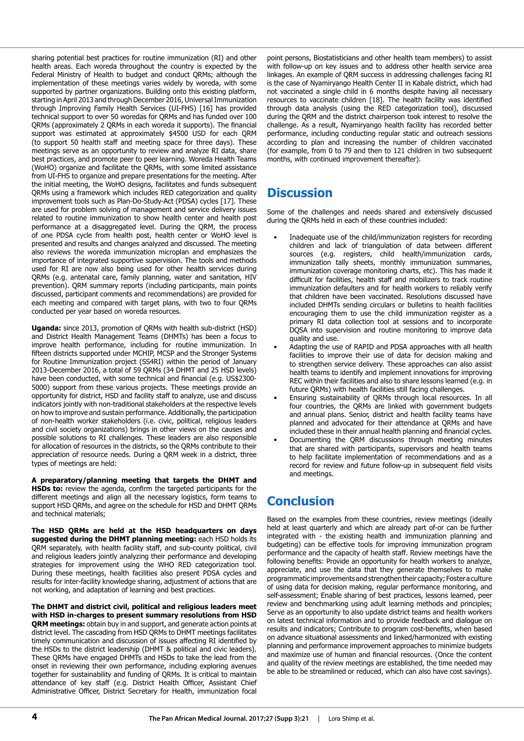sharing potential best practices for routine immunization (RI) and other health areas. Each woreda throughout the country is expected by the Federal Ministry of Health to budget and conduct QRMs; although the implementation of these meetings varies widely by woreda, with some supported by partner organizations. Building onto this existing platform, starting in April 2013 and through December 2016, Universal Immunization through Improving Family Health Services (UI-FHS) [16] has provided technical support to over 50 woredas for QRMs and has funded over 100 QRMs (approximately 2 QRMs in each woreda it supports). The financial support was estimated at approximately $4500 USD for each QRM (to support 50 health staff and meeting space for three days). These meetings serve as an opportunity to review and analyze RI data, share best practices, and promote peer to peer learning. Woreda Health Teams (WoHO) organize and facilitate the QRMs, with some limited assistance from UI-FHS to organize and prepare presentations for the meeting. After the initial meeting, the WoHO designs, facilitates and funds subsequent QRMs using a framework which includes RED categorization and quality improvement tools such as Plan-Do-Study-Act (PDSA) cycles [17]. These are used for problem solving of management and service delivery issues related to routine immunization to show health center and health post performance at a disaggregated level. During the QRM, the process of one PDSA cycle from health post, health center or WoHO level is presented and results and changes analyzed and discussed. The meeting also reviews the woreda immunization microplan and emphasizes the importance of integrated supportive supervision. The tools and methods used for RI are now also being used for other health services during QRMs (e.g. antenatal care, family planning, water and sanitation, HIV prevention). QRM summary reports (including participants, main points discussed, participant comments and recommendations) are provided for each meeting and compared with target plans, with two to four QRMs conducted per year based on woreda resources.

**Uganda:** since 2013, promotion of QRMs with health sub-district (HSD) and District Health Management Teams (DHMTs) has been a focus to improve health performance, including for routine immunization. In fifteen districts supported under MCHIP, MCSP and the Stronger Systems for Routine Immunization project (SS4RI) within the period of January 2013-December 2016, a total of 59 QRMs (34 DHMT and 25 HSD levels) have been conducted, with some technical and financial (e.g. US$2300-5000) support from these various projects. These meetings provide an opportunity for district, HSD and facility staff to analyze, use and discuss indicators jointly with non-traditional stakeholders at the respective levels on how to improve and sustain performance. Additionally, the participation of non-health worker stakeholders (i.e. civic, political, religious leaders and civil society organizations) brings in other views on the causes and possible solutions to RI challenges. These leaders are also responsible for allocation of resources in the districts, so the QRMs contribute to their appreciation of resource needs. During a QRM week in a district, three types of meetings are held:

**A preparatory/planning meeting that targets the DHMT and HSDs to:** review the agenda, confirm the targeted participants for the different meetings and align all the necessary logistics, form teams to support HSD QRMs, and agree on the schedule for HSD and DHMT QRMs and technical materials;

**The HSD QRMs are held at the HSD headquarters on days suggested during the DHMT planning meeting:** each HSD holds its QRM separately, with health facility staff, and sub-county political, civil and religious leaders jointly analyzing their performance and developing strategies for improvement using the WHO RED categorization tool. During these meetings, health facilities also present PDSA cycles and results for inter-facility knowledge sharing, adjustment of actions that are not working, and adaptation of learning and best practices.

**The DHMT and district civil, political and religious leaders meet with HSD in-charges to present summary resolutions from HSD QRM meetings:** obtain buy in and support, and generate action points at district level. The cascading from HSD QRMs to DHMT meetings facilitates timely communication and discussion of issues affecting RI identified by the HSDs to the district leadership (DHMT & political and civic leaders). These QRMs have engaged DHMTs and HSDs to take the lead from the onset in reviewing their own performance, including exploring avenues together for sustainability and funding of QRMs. It is critical to maintain attendance of key staff (e.g. District Health Officer, Assistant Chief Administrative Officer, District Secretary for Health, immunization focal point persons, Biostatisticians and other health team members) to assist with follow-up on key issues and to address other health service area linkages. An example of QRM success in addressing challenges facing RI is the case of Nyamiryango Health Center II in Kabale district, which had not vaccinated a single child in 6 months despite having all necessary resources to vaccinate children [18]. The health facility was identified through data analysis (using the RED categorization tool), discussed during the QRM and the district chairperson took interest to resolve the challenge. As a result, Nyamiryango health facility has recorded better performance, including conducting regular static and outreach sessions according to plan and increasing the number of children vaccinated (for example, from 0 to 79 and then to 121 children in two subsequent months, with continued improvement thereafter).

## Discussion

Some of the challenges and needs shared and extensively discussed during the QRMs held in each of these countries included:

- Inadequate use of the child/immunization registers for recording children and lack of triangulation of data between different sources (e.g. registers, child health/immunization cards, immunization tally sheets, monthly immunization summaries, immunization coverage monitoring charts, etc). This has made it difficult for facilities, health staff and mobilizers to track routine immunization defaulters and for health workers to reliably verify that children have been vaccinated. Resolutions discussed have included DHMTs sending circulars or bulletins to health facilities encouraging them to use the child immunization register as a primary RI data collection tool at sessions and to incorporate DQSA into supervision and routine monitoring to improve data quality and use.
- Adapting the use of RAPID and PDSA approaches with all health facilities to improve their use of data for decision making and to strengthen service delivery. These approaches can also assist health teams to identify and implement innovations for improving REC within their facilities and also to share lessons learned (e.g. in future QRMs) with health facilities still facing challenges.
- Ensuring sustainability of QRMs through local resources. In all four countries, the QRMs are linked with government budgets and annual plans. Senior, district and health facility teams have planned and advocated for their attendance at QRMs and have included these in their annual health planning and financial cycles.
- Documenting the QRM discussions through meeting minutes that are shared with participants, supervisors and health teams to help facilitate implementation of recommendations and as a record for review and future follow-up in subsequent field visits and meetings.

## Conclusion

Based on the examples from these countries, review meetings (ideally held at least quarterly and which are already part of-or can be further integrated with - the existing health and immunization planning and budgeting) can be effective tools for improving immunization program performance and the capacity of health staff. Review meetings have the following benefits: Provide an opportunity for health workers to analyze, appreciate, and use the data that they generate themselves to make programmatic improvements and strengthen their capacity; Foster a culture of using data for decision making, regular performance monitoring, and self-assessment; Enable sharing of best practices, lessons learned, peer review and benchmarking using adult learning methods and principles; Serve as an opportunity to also update district teams and health workers on latest technical information and to provide feedback and dialogue on results and indicators; Contribute to program cost-benefits, when based on advance situational assessments and linked/harmonized with existing planning and performance improvement approaches to minimize budgets and maximize use of human and financial resources. (Once the content and quality of the review meetings are established, the time needed may be able to be streamlined or reduced, which can also have cost savings).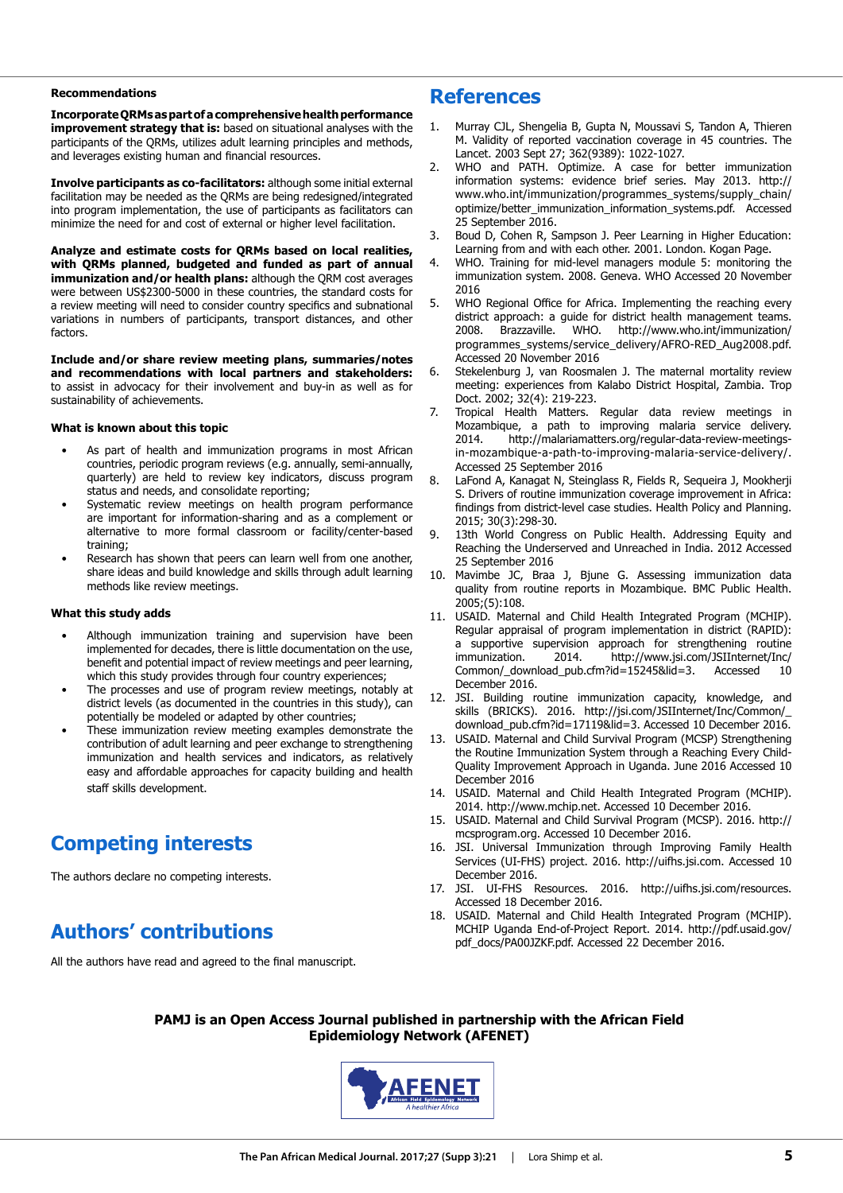### Recommendations

**Incorporate QRMs as part of a comprehensive health performance improvement strategy that is:** based on situational analyses with the participants of the QRMs, utilizes adult learning principles and methods, and leverages existing human and financial resources.

**Involve participants as co-facilitators:** although some initial external facilitation may be needed as the QRMs are being redesigned/integrated into program implementation, the use of participants as facilitators can minimize the need for and cost of external or higher level facilitation.

**Analyze and estimate costs for QRMs based on local realities, with QRMs planned, budgeted and funded as part of annual immunization and/or health plans:** although the QRM cost averages were between US$2300-5000 in these countries, the standard costs for a review meeting will need to consider country specifics and subnational variations in numbers of participants, transport distances, and other factors.

**Include and/or share review meeting plans, summaries/notes and recommendations with local partners and stakeholders:** to assist in advocacy for their involvement and buy-in as well as for sustainability of achievements.

### What is known about this topic

- As part of health and immunization programs in most African countries, periodic program reviews (e.g. annually, semi-annually, quarterly) are held to review key indicators, discuss program status and needs, and consolidate reporting;
- Systematic review meetings on health program performance are important for information-sharing and as a complement or alternative to more formal classroom or facility/center-based training;
- Research has shown that peers can learn well from one another, share ideas and build knowledge and skills through adult learning methods like review meetings.

### What this study adds

- Although immunization training and supervision have been implemented for decades, there is little documentation on the use, benefit and potential impact of review meetings and peer learning, which this study provides through four country experiences;
- The processes and use of program review meetings, notably at district levels (as documented in the countries in this study), can potentially be modeled or adapted by other countries;
- These immunization review meeting examples demonstrate the contribution of adult learning and peer exchange to strengthening immunization and health services and indicators, as relatively easy and affordable approaches for capacity building and health staff skills development.

## Competing interests

The authors declare no competing interests.

## Authors' contributions

All the authors have read and agreed to the final manuscript.

## References

1. Murray CJL, Shengelia B, Gupta N, Moussavi S, Tandon A, Thieren M. Validity of reported vaccination coverage in 45 countries. The Lancet. 2003 Sept 27; 362(9389): 1022-1027.
2. WHO and PATH. Optimize. A case for better immunization information systems: evidence brief series. May 2013. http://www.who.int/immunization/programmes_systems/supply_chain/optimize/better_immunization_information_systems.pdf. Accessed 25 September 2016.
3. Boud D, Cohen R, Sampson J. Peer Learning in Higher Education: Learning from and with each other. 2001. London. Kogan Page.
4. WHO. Training for mid-level managers module 5: monitoring the immunization system. 2008. Geneva. WHO Accessed 20 November 2016
5. WHO Regional Office for Africa. Implementing the reaching every district approach: a guide for district health management teams. 2008. Brazzaville. WHO. http://www.who.int/immunization/programmes_systems/service_delivery/AFRO-RED_Aug2008.pdf. Accessed 20 November 2016
6. Stekelenburg J, van Roosmalen J. The maternal mortality review meeting: experiences from Kalabo District Hospital, Zambia. Trop Doct. 2002; 32(4): 219-223.
7. Tropical Health Matters. Regular data review meetings in Mozambique, a path to improving malaria service delivery. 2014. http://malariamatters.org/regular-data-review-meetings-in-mozambique-a-path-to-improving-malaria-service-delivery/. Accessed 25 September 2016
8. LaFond A, Kanagat N, Steinglass R, Fields R, Sequeira J, Mookherji S. Drivers of routine immunization coverage improvement in Africa: findings from district-level case studies. Health Policy and Planning. 2015; 30(3):298-30.
9. 13th World Congress on Public Health. Addressing Equity and Reaching the Underserved and Unreached in India. 2012 Accessed 25 September 2016
10. Mavimbe JC, Braa J, Bjune G. Assessing immunization data quality from routine reports in Mozambique. BMC Public Health. 2005;(5):108.
11. USAID. Maternal and Child Health Integrated Program (MCHIP). Regular appraisal of program implementation in district (RAPID): a supportive supervision approach for strengthening routine immunization. 2014. http://www.jsi.com/JSIInternet/Inc/Common/_download_pub.cfm?id=15245&lid=3. Accessed 10 December 2016.
12. JSI. Building routine immunization capacity, knowledge, and skills (BRICKS). 2016. http://jsi.com/JSIInternet/Inc/Common/_download_pub.cfm?id=17119&lid=3. Accessed 10 December 2016.
13. USAID. Maternal and Child Survival Program (MCSP) Strengthening the Routine Immunization System through a Reaching Every Child-Quality Improvement Approach in Uganda. June 2016 Accessed 10 December 2016
14. USAID. Maternal and Child Health Integrated Program (MCHIP). 2014. http://www.mchip.net. Accessed 10 December 2016.
15. USAID. Maternal and Child Survival Program (MCSP). 2016. http://mcsprogram.org. Accessed 10 December 2016.
16. JSI. Universal Immunization through Improving Family Health Services (UI-FHS) project. 2016. http://uifhs.jsi.com. Accessed 10 December 2016.
17. JSI. UI-FHS Resources. 2016. http://uifhs.jsi.com/resources. Accessed 18 December 2016.
18. USAID. Maternal and Child Health Integrated Program (MCHIP). MCHIP Uganda End-of-Project Report. 2014. http://pdf.usaid.gov/pdf_docs/PA00JZKF.pdf. Accessed 22 December 2016.

**PAMJ is an Open Access Journal published in partnership with the African Field Epidemiology Network (AFENET)**